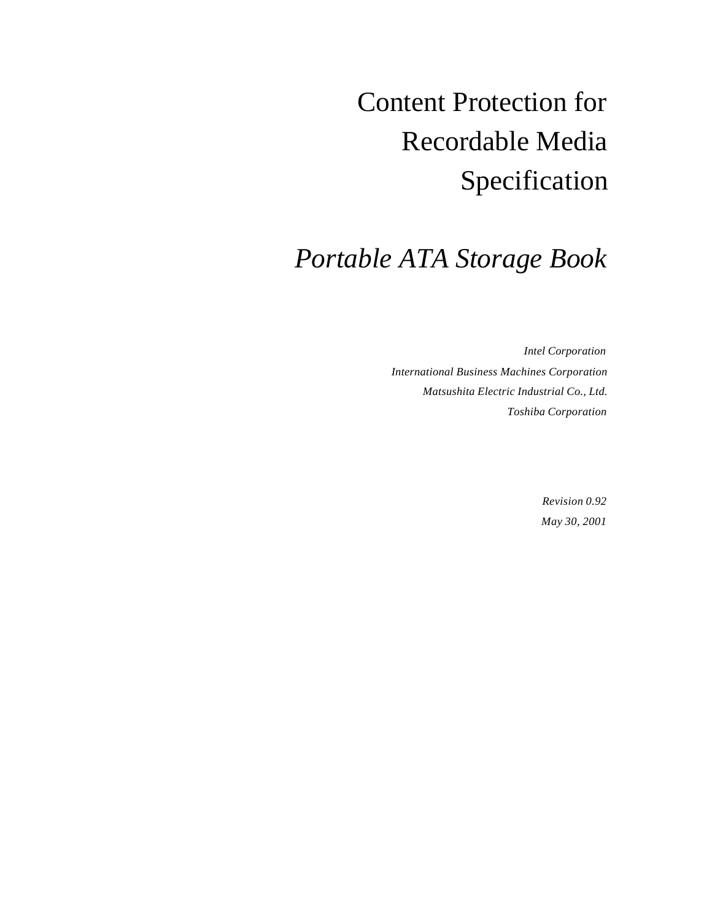# Content Protection for Recordable Media Specification

## *Portable ATA Storage Book*

*Intel Corporation*

*International Business Machines Corporation*

*Matsushita Electric Industrial Co., Ltd.*

*Toshiba Corporation*

*Revision 0.92*

*May 30, 2001*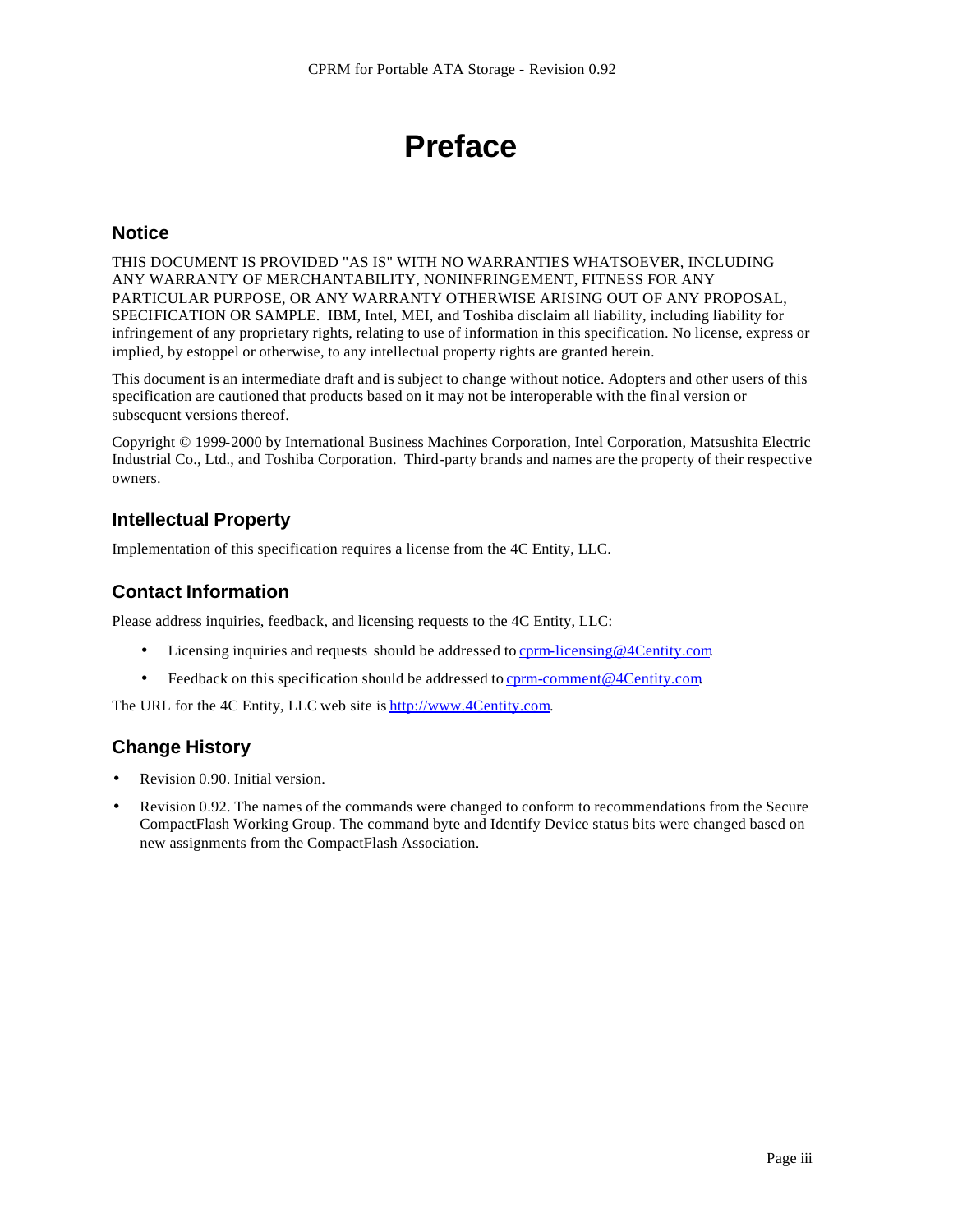# Preface

## Notice

THIS DOCUMENT IS PROVIDED "AS IS" WITH NO WARRANTIES WHATSOEVER, INCLUDING ANY WARRANTY OF MERCHANTABILITY, NONINFRINGEMENT, FITNESS FOR ANY PARTICULAR PURPOSE, OR ANY WARRANTY OTHERWISE ARISING OUT OF ANY PROPOSAL, SPECIFICATION OR SAMPLE. IBM, Intel, MEI, and Toshiba disclaim all liability, including liability for infringement of any proprietary rights, relating to use of information in this specification. No license, express or implied, by estoppel or otherwise, to any intellectual property rights are granted herein.

This document is an intermediate draft and is subject to change without notice. Adopters and other users of this specification are cautioned that products based on it may not be interoperable with the final version or subsequent versions thereof.

Copyright © 1999-2000 by International Business Machines Corporation, Intel Corporation, Matsushita Electric Industrial Co., Ltd., and Toshiba Corporation. Third-party brands and names are the property of their respective owners.

## Intellectual Property

Implementation of this specification requires a license from the 4C Entity, LLC.

## Contact Information

Please address inquiries, feedback, and licensing requests to the 4C Entity, LLC:

- Licensing inquiries and requests should be addressed to cprm-licensing@4Centity.com.
- Feedback on this specification should be addressed to cprm-comment@4Centity.com.

The URL for the 4C Entity, LLC web site is http://www.4Centity.com.

## Change History

- Revision 0.90. Initial version.
- Revision 0.92. The names of the commands were changed to conform to recommendations from the Secure CompactFlash Working Group. The command byte and Identify Device status bits were changed based on new assignments from the CompactFlash Association.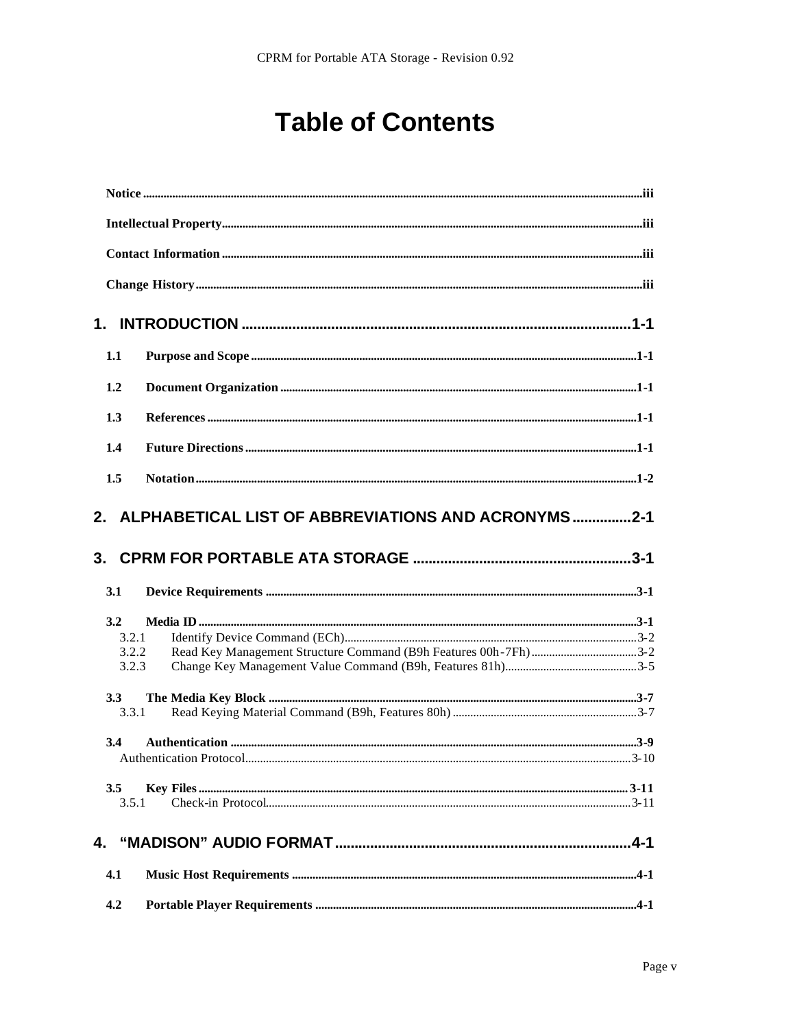# Table of Contents

**Notice** ........ iii

**Intellectual Property** ........ iii

**Contact Information** ........ iii

**Change History** ........ iii

**1. INTRODUCTION** ........ 1-1

- **1.1 Purpose and Scope** ........ 1-1
- **1.2 Document Organization** ........ 1-1
- **1.3 References** ........ 1-1
- **1.4 Future Directions** ........ 1-1
- **1.5 Notation** ........ 1-2

**2. ALPHABETICAL LIST OF ABBREVIATIONS AND ACRONYMS** ........ 2-1

**3. CPRM FOR PORTABLE ATA STORAGE** ........ 3-1

- **3.1 Device Requirements** ........ 3-1
- **3.2 Media ID** ........ 3-1
  - 3.2.1 Identify Device Command (ECh) ........ 3-2
  - 3.2.2 Read Key Management Structure Command (B9h Features 00h-7Fh) ........ 3-2
  - 3.2.3 Change Key Management Value Command (B9h, Features 81h) ........ 3-5
- **3.3 The Media Key Block** ........ 3-7
  - 3.3.1 Read Keying Material Command (B9h, Features 80h) ........ 3-7
- **3.4 Authentication** ........ 3-9
  - Authentication Protocol ........ 3-10
- **3.5 Key Files** ........ 3-11
  - 3.5.1 Check-in Protocol ........ 3-11

**4. “MADISON” AUDIO FORMAT** ........ 4-1

- **4.1 Music Host Requirements** ........ 4-1
- **4.2 Portable Player Requirements** ........ 4-1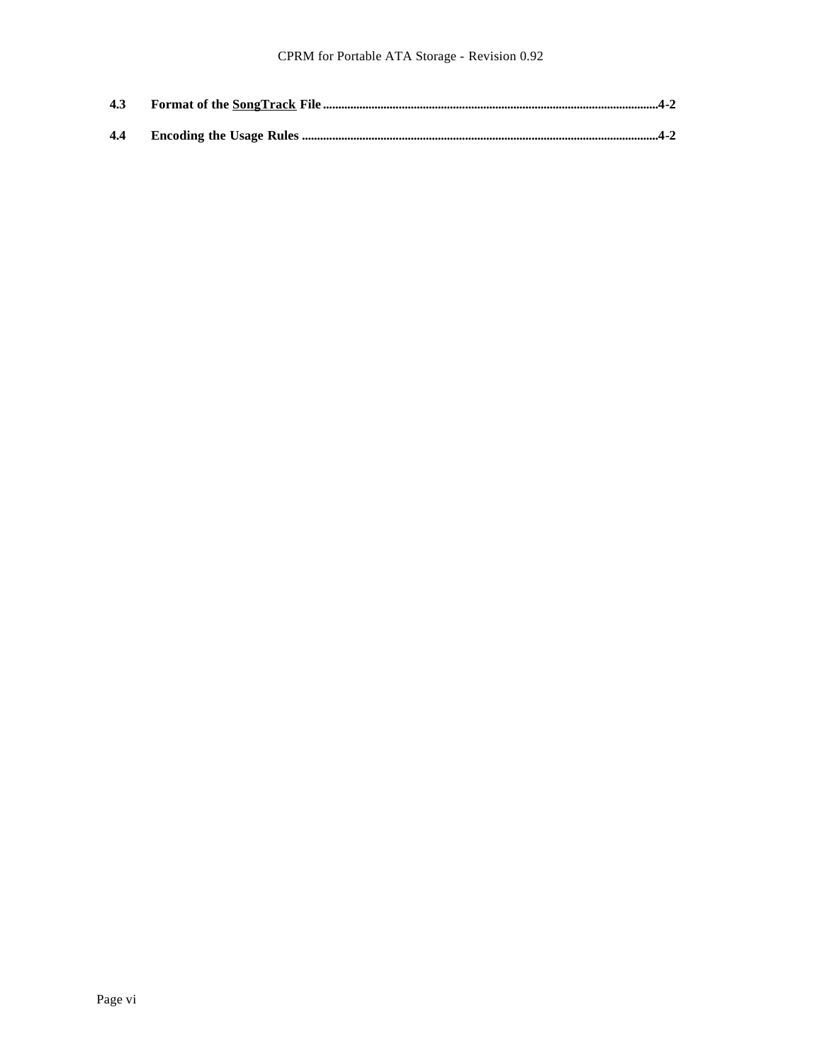**4.3 Format of the <u>SongTrack</u> File ........................................................................................................4-2**

**4.4 Encoding the Usage Rules ....................................................................................................................4-2**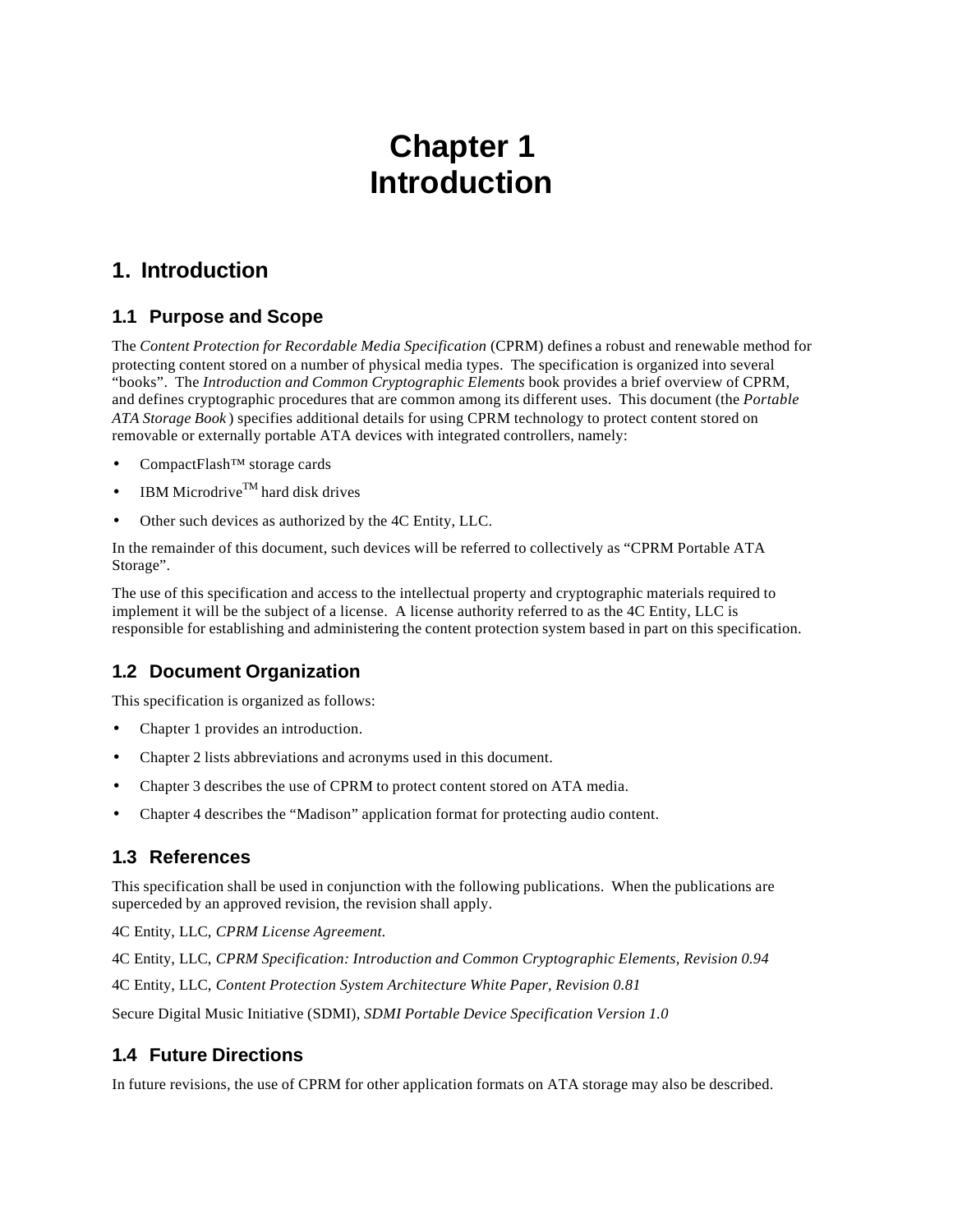# Chapter 1
# Introduction

## 1. Introduction

### 1.1 Purpose and Scope

The *Content Protection for Recordable Media Specification* (CPRM) defines a robust and renewable method for protecting content stored on a number of physical media types. The specification is organized into several "books". The *Introduction and Common Cryptographic Elements* book provides a brief overview of CPRM, and defines cryptographic procedures that are common among its different uses. This document (the *Portable ATA Storage Book*) specifies additional details for using CPRM technology to protect content stored on removable or externally portable ATA devices with integrated controllers, namely:

- CompactFlash™ storage cards
- IBM Microdrive™ hard disk drives
- Other such devices as authorized by the 4C Entity, LLC.

In the remainder of this document, such devices will be referred to collectively as "CPRM Portable ATA Storage".

The use of this specification and access to the intellectual property and cryptographic materials required to implement it will be the subject of a license. A license authority referred to as the 4C Entity, LLC is responsible for establishing and administering the content protection system based in part on this specification.

### 1.2 Document Organization

This specification is organized as follows:

- Chapter 1 provides an introduction.
- Chapter 2 lists abbreviations and acronyms used in this document.
- Chapter 3 describes the use of CPRM to protect content stored on ATA media.
- Chapter 4 describes the "Madison" application format for protecting audio content.

### 1.3 References

This specification shall be used in conjunction with the following publications. When the publications are superceded by an approved revision, the revision shall apply.

4C Entity, LLC, *CPRM License Agreement.*

4C Entity, LLC, *CPRM Specification: Introduction and Common Cryptographic Elements, Revision 0.94*

4C Entity, LLC, *Content Protection System Architecture White Paper, Revision 0.81*

Secure Digital Music Initiative (SDMI), *SDMI Portable Device Specification Version 1.0*

### 1.4 Future Directions

In future revisions, the use of CPRM for other application formats on ATA storage may also be described.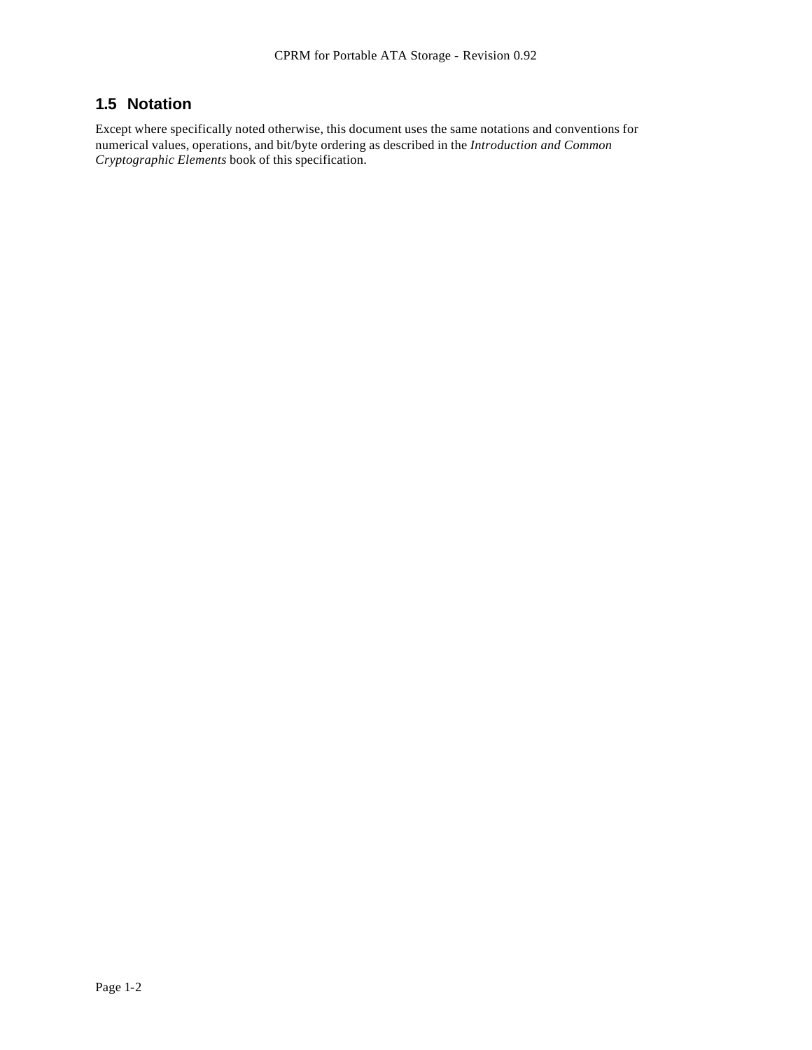## 1.5 Notation

Except where specifically noted otherwise, this document uses the same notations and conventions for numerical values, operations, and bit/byte ordering as described in the *Introduction and Common Cryptographic Elements* book of this specification.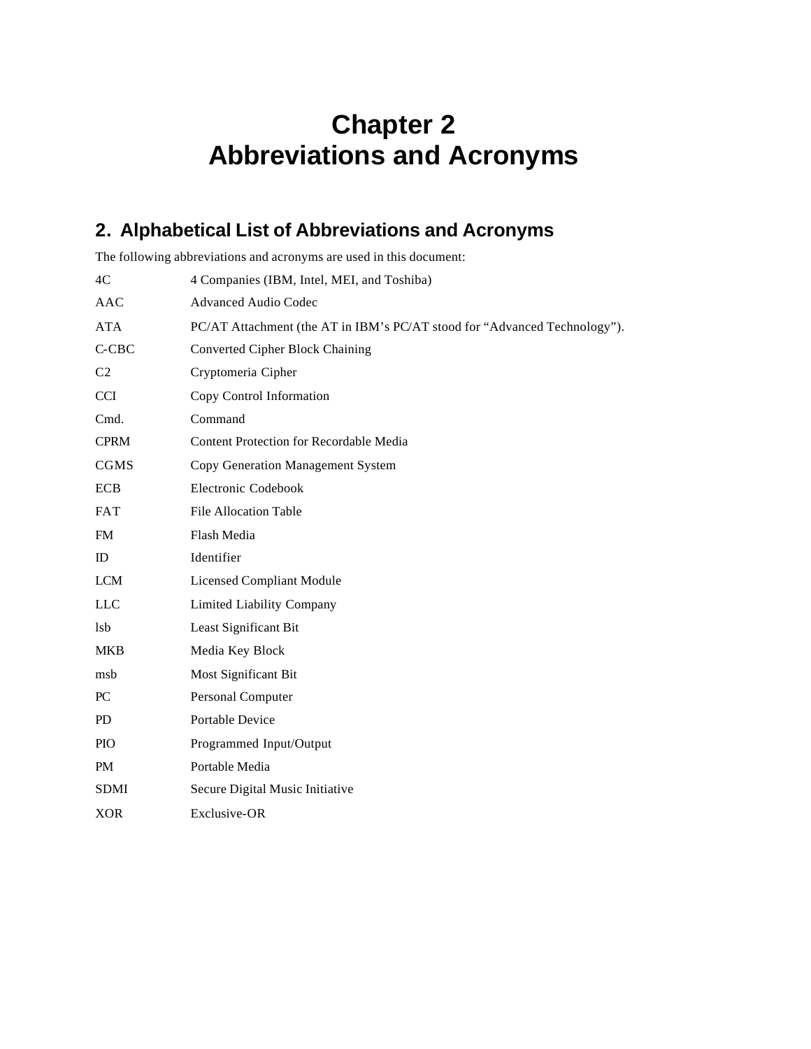# Chapter 2
# Abbreviations and Acronyms

## 2. Alphabetical List of Abbreviations and Acronyms

The following abbreviations and acronyms are used in this document:

| | |
|---|---|
| 4C | 4 Companies (IBM, Intel, MEI, and Toshiba) |
| AAC | Advanced Audio Codec |
| ATA | PC/AT Attachment (the AT in IBM's PC/AT stood for "Advanced Technology"). |
| C-CBC | Converted Cipher Block Chaining |
| C2 | Cryptomeria Cipher |
| CCI | Copy Control Information |
| Cmd. | Command |
| CPRM | Content Protection for Recordable Media |
| CGMS | Copy Generation Management System |
| ECB | Electronic Codebook |
| FAT | File Allocation Table |
| FM | Flash Media |
| ID | Identifier |
| LCM | Licensed Compliant Module |
| LLC | Limited Liability Company |
| lsb | Least Significant Bit |
| MKB | Media Key Block |
| msb | Most Significant Bit |
| PC | Personal Computer |
| PD | Portable Device |
| PIO | Programmed Input/Output |
| PM | Portable Media |
| SDMI | Secure Digital Music Initiative |
| XOR | Exclusive-OR |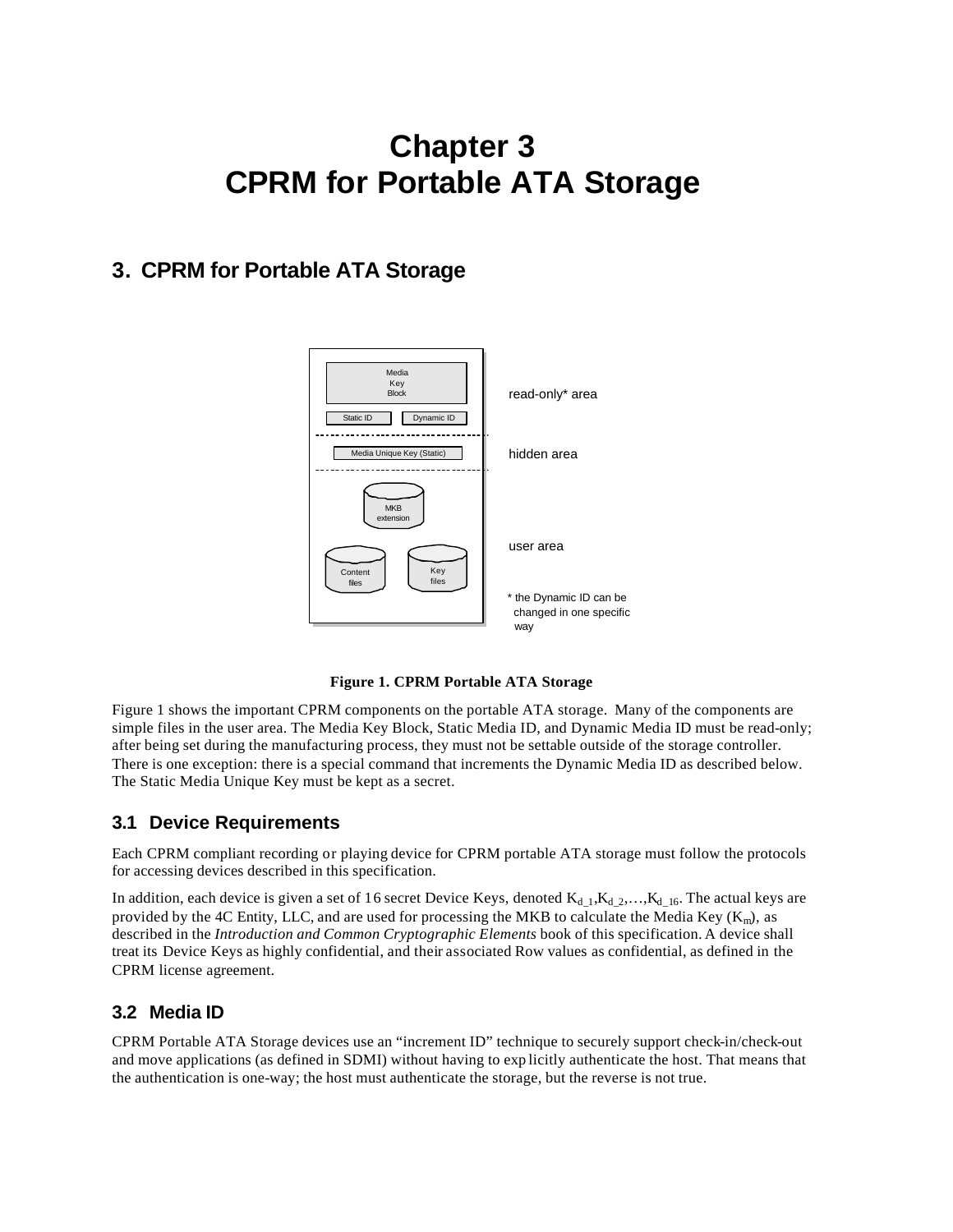# Chapter 3
# CPRM for Portable ATA Storage

## 3. CPRM for Portable ATA Storage

Media Key Block

Static ID | Dynamic ID

read-only* area

Media Unique Key (Static)

hidden area

MKB extension

Content files

Key files

user area

* the Dynamic ID can be changed in one specific way

**Figure 1. CPRM Portable ATA Storage**

Figure 1 shows the important CPRM components on the portable ATA storage. Many of the components are simple files in the user area. The Media Key Block, Static Media ID, and Dynamic Media ID must be read-only; after being set during the manufacturing process, they must not be settable outside of the storage controller. There is one exception: there is a special command that increments the Dynamic Media ID as described below. The Static Media Unique Key must be kept as a secret.

### 3.1 Device Requirements

Each CPRM compliant recording or playing device for CPRM portable ATA storage must follow the protocols for accessing devices described in this specification.

In addition, each device is given a set of 16 secret Device Keys, denoted $K_{d\_1}, K_{d\_2}, \ldots, K_{d\_16}$. The actual keys are provided by the 4C Entity, LLC, and are used for processing the MKB to calculate the Media Key ($K_m$), as described in the *Introduction and Common Cryptographic Elements* book of this specification. A device shall treat its Device Keys as highly confidential, and their associated Row values as confidential, as defined in the CPRM license agreement.

### 3.2 Media ID

CPRM Portable ATA Storage devices use an "increment ID" technique to securely support check-in/check-out and move applications (as defined in SDMI) without having to explicitly authenticate the host. That means that the authentication is one-way; the host must authenticate the storage, but the reverse is not true.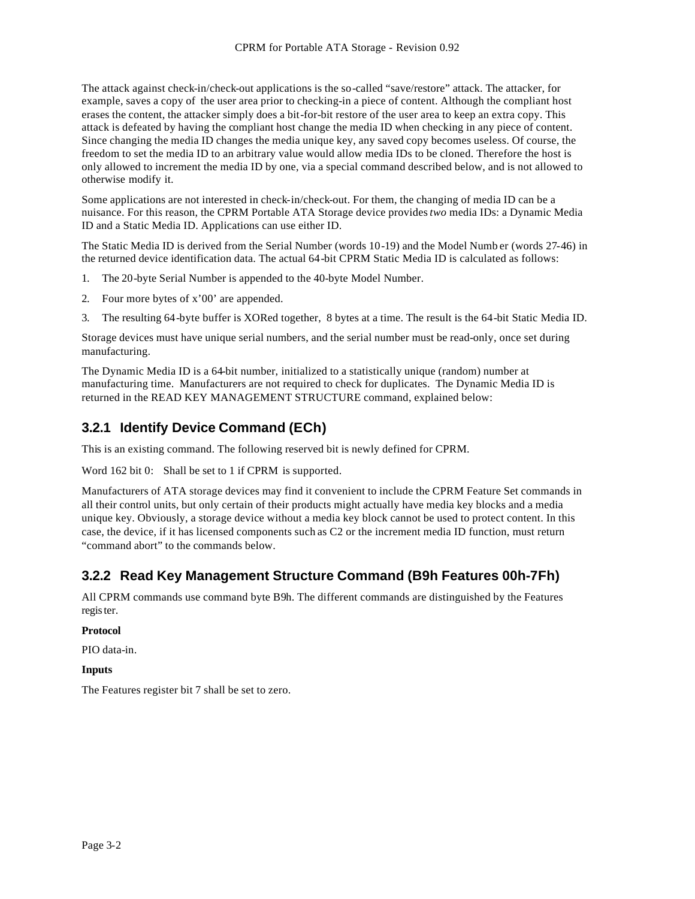The attack against check-in/check-out applications is the so-called "save/restore" attack. The attacker, for example, saves a copy of the user area prior to checking-in a piece of content. Although the compliant host erases the content, the attacker simply does a bit-for-bit restore of the user area to keep an extra copy. This attack is defeated by having the compliant host change the media ID when checking in any piece of content. Since changing the media ID changes the media unique key, any saved copy becomes useless. Of course, the freedom to set the media ID to an arbitrary value would allow media IDs to be cloned. Therefore the host is only allowed to increment the media ID by one, via a special command described below, and is not allowed to otherwise modify it.

Some applications are not interested in check-in/check-out. For them, the changing of media ID can be a nuisance. For this reason, the CPRM Portable ATA Storage device provides *two* media IDs: a Dynamic Media ID and a Static Media ID. Applications can use either ID.

The Static Media ID is derived from the Serial Number (words 10-19) and the Model Number (words 27-46) in the returned device identification data. The actual 64-bit CPRM Static Media ID is calculated as follows:

1. The 20-byte Serial Number is appended to the 40-byte Model Number.
2. Four more bytes of x'00' are appended.
3. The resulting 64-byte buffer is XORed together, 8 bytes at a time. The result is the 64-bit Static Media ID.

Storage devices must have unique serial numbers, and the serial number must be read-only, once set during manufacturing.

The Dynamic Media ID is a 64-bit number, initialized to a statistically unique (random) number at manufacturing time. Manufacturers are not required to check for duplicates. The Dynamic Media ID is returned in the READ KEY MANAGEMENT STRUCTURE command, explained below:

### 3.2.1 Identify Device Command (ECh)

This is an existing command. The following reserved bit is newly defined for CPRM.

Word 162 bit 0: Shall be set to 1 if CPRM is supported.

Manufacturers of ATA storage devices may find it convenient to include the CPRM Feature Set commands in all their control units, but only certain of their products might actually have media key blocks and a media unique key. Obviously, a storage device without a media key block cannot be used to protect content. In this case, the device, if it has licensed components such as C2 or the increment media ID function, must return "command abort" to the commands below.

### 3.2.2 Read Key Management Structure Command (B9h Features 00h-7Fh)

All CPRM commands use command byte B9h. The different commands are distinguished by the Features register.

**Protocol**

PIO data-in.

**Inputs**

The Features register bit 7 shall be set to zero.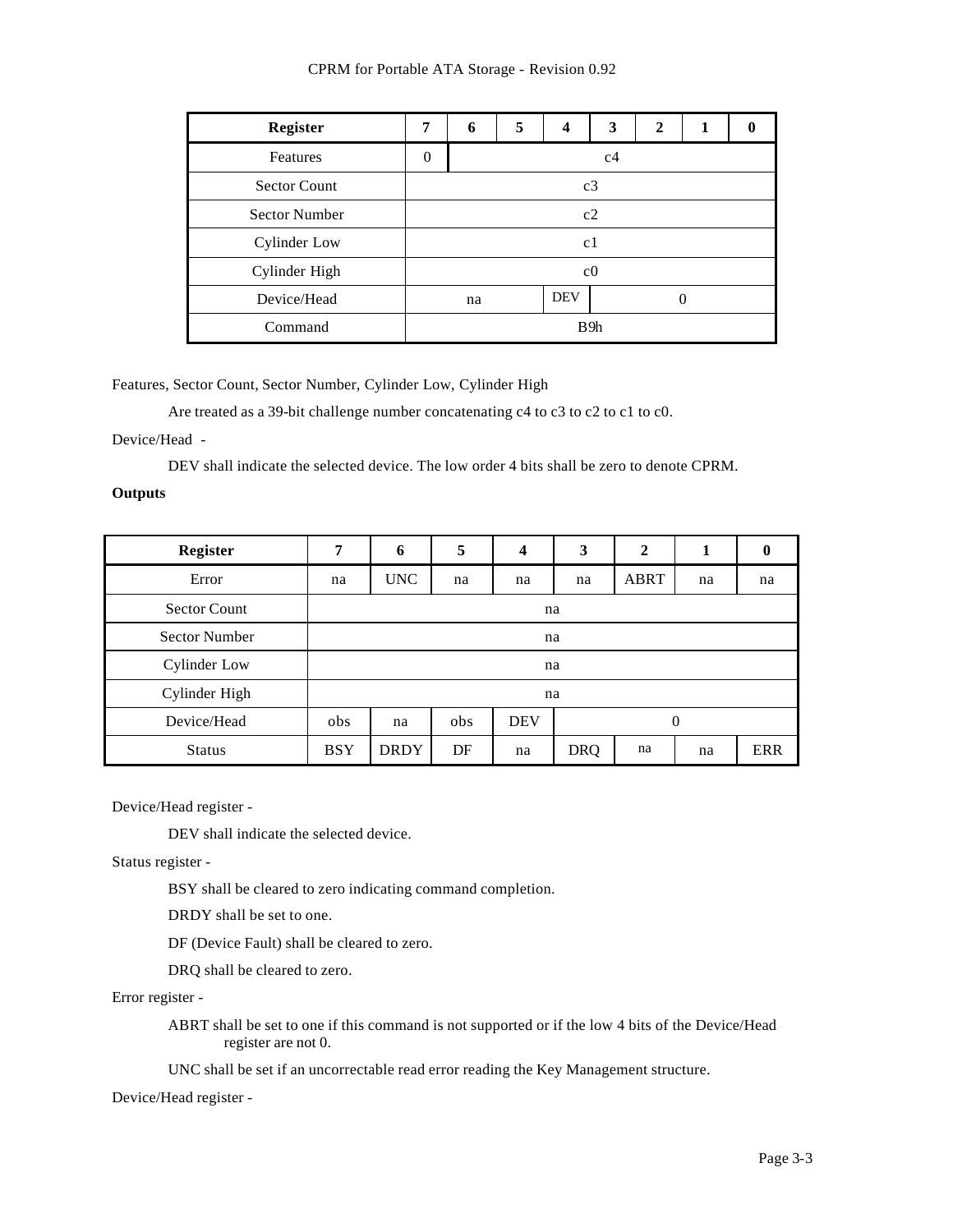| Register | 7 | 6 | 5 | 4 | 3 | 2 | 1 | 0 |
|---|---|---|---|---|---|---|---|---|
| Features | 0 | c4 | | | | | | |
| Sector Count | c3 | | | | | | | |
| Sector Number | c2 | | | | | | | |
| Cylinder Low | c1 | | | | | | | |
| Cylinder High | c0 | | | | | | | |
| Device/Head | na | | | DEV | 0 | | | |
| Command | B9h | | | | | | | |

Features, Sector Count, Sector Number, Cylinder Low, Cylinder High

Are treated as a 39-bit challenge number concatenating c4 to c3 to c2 to c1 to c0.

Device/Head -

DEV shall indicate the selected device. The low order 4 bits shall be zero to denote CPRM.

**Outputs**

| Register | 7 | 6 | 5 | 4 | 3 | 2 | 1 | 0 |
|---|---|---|---|---|---|---|---|---|
| Error | na | UNC | na | na | na | ABRT | na | na |
| Sector Count | na | | | | | | | |
| Sector Number | na | | | | | | | |
| Cylinder Low | na | | | | | | | |
| Cylinder High | na | | | | | | | |
| Device/Head | obs | na | obs | DEV | 0 | | | |
| Status | BSY | DRDY | DF | na | DRQ | na | na | ERR |

Device/Head register -

DEV shall indicate the selected device.

Status register -

BSY shall be cleared to zero indicating command completion.

DRDY shall be set to one.

DF (Device Fault) shall be cleared to zero.

DRQ shall be cleared to zero.

Error register -

ABRT shall be set to one if this command is not supported or if the low 4 bits of the Device/Head register are not 0.

UNC shall be set if an uncorrectable read error reading the Key Management structure.

Device/Head register -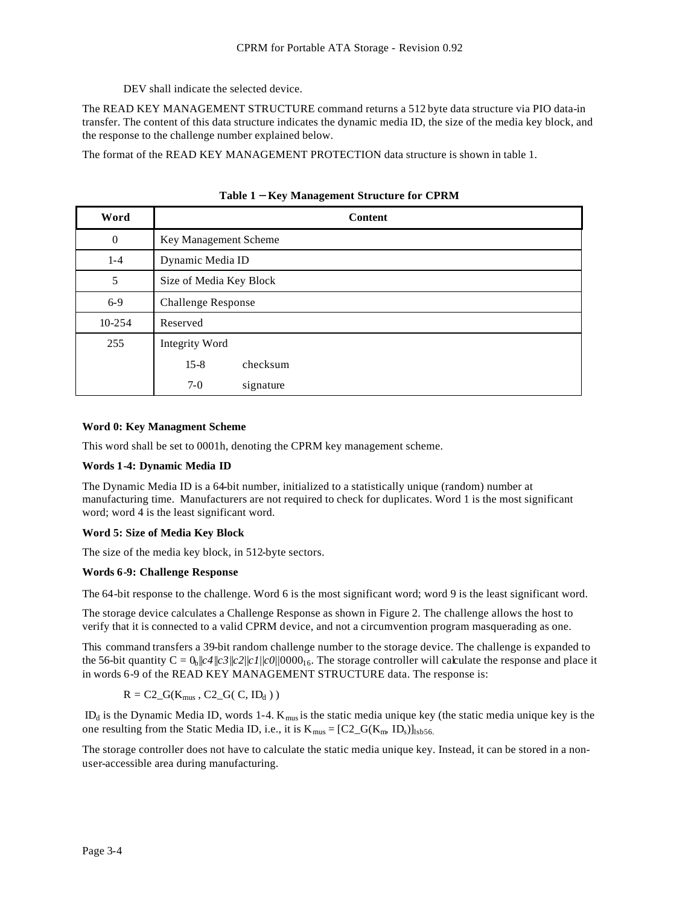DEV shall indicate the selected device.

The READ KEY MANAGEMENT STRUCTURE command returns a 512 byte data structure via PIO data-in transfer. The content of this data structure indicates the dynamic media ID, the size of the media key block, and the response to the challenge number explained below.

The format of the READ KEY MANAGEMENT PROTECTION data structure is shown in table 1.

**Table 1 – Key Management Structure for CPRM**

| Word | Content | |
|---|---|---|
| 0 | Key Management Scheme | |
| 1-4 | Dynamic Media ID | |
| 5 | Size of Media Key Block | |
| 6-9 | Challenge Response | |
| 10-254 | Reserved | |
| 255 | Integrity Word | |
| | 15-8 | checksum |
| | 7-0 | signature |

**Word 0: Key Managment Scheme**

This word shall be set to 0001h, denoting the CPRM key management scheme.

**Words 1-4: Dynamic Media ID**

The Dynamic Media ID is a 64-bit number, initialized to a statistically unique (random) number at manufacturing time. Manufacturers are not required to check for duplicates. Word 1 is the most significant word; word 4 is the least significant word.

**Word 5: Size of Media Key Block**

The size of the media key block, in 512-byte sectors.

**Words 6-9: Challenge Response**

The 64-bit response to the challenge. Word 6 is the most significant word; word 9 is the least significant word.

The storage device calculates a Challenge Response as shown in Figure 2. The challenge allows the host to verify that it is connected to a valid CPRM device, and not a circumvention program masquerading as one.

This command transfers a 39-bit random challenge number to the storage device. The challenge is expanded to the 56-bit quantity $C = 0_b \| c4 \| c3 \| c2 \| c1 \| c0 \| 0000_{16}$. The storage controller will calculate the response and place it in words 6-9 of the READ KEY MANAGEMENT STRUCTURE data. The response is:

$$R = C2\_G(K_{mus}, C2\_G(C, ID_d))$$

$ID_d$ is the Dynamic Media ID, words 1-4. $K_{mus}$ is the static media unique key (the static media unique key is the one resulting from the Static Media ID, i.e., it is $K_{mus} = [C2\_G(K_m, ID_s)]_{lsb56.}$

The storage controller does not have to calculate the static media unique key. Instead, it can be stored in a non-user-accessible area during manufacturing.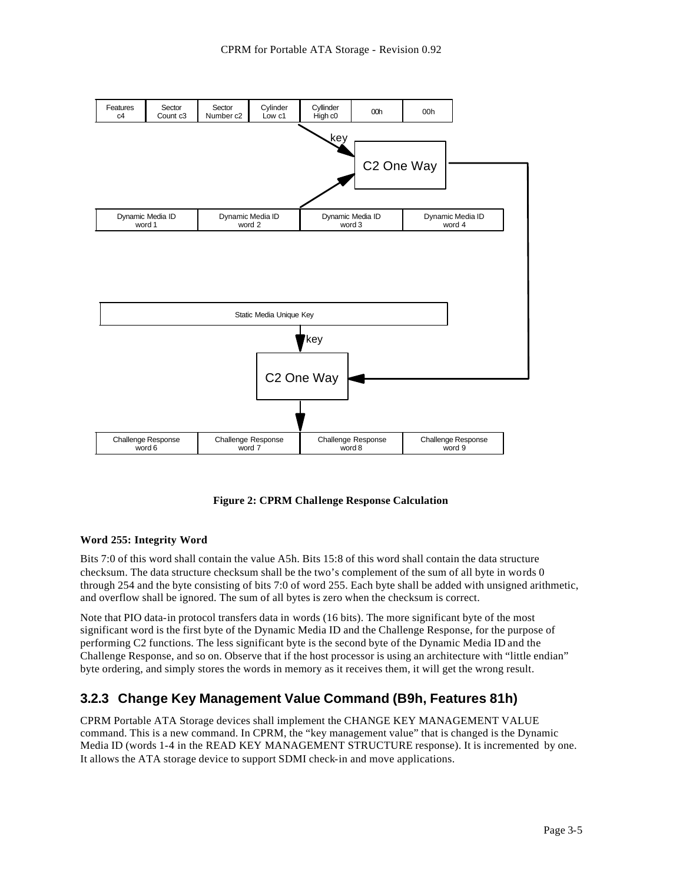| Features c4 | Sector Count c3 | Sector Number c2 | Cylinder Low c1 | Cyllinder High c0 | 00h | 00h |
|---|---|---|---|---|---|---|

key

C2 One Way

| Dynamic Media ID word 1 | Dynamic Media ID word 2 | Dynamic Media ID word 3 | Dynamic Media ID word 4 |
|---|---|---|---|

Static Media Unique Key

key

C2 One Way

| Challenge Response word 6 | Challenge Response word 7 | Challenge Response word 8 | Challenge Response word 9 |
|---|---|---|---|

**Figure 2: CPRM Challenge Response Calculation**

**Word 255: Integrity Word**

Bits 7:0 of this word shall contain the value A5h. Bits 15:8 of this word shall contain the data structure checksum. The data structure checksum shall be the two's complement of the sum of all byte in words 0 through 254 and the byte consisting of bits 7:0 of word 255. Each byte shall be added with unsigned arithmetic, and overflow shall be ignored. The sum of all bytes is zero when the checksum is correct.

Note that PIO data-in protocol transfers data in words (16 bits). The more significant byte of the most significant word is the first byte of the Dynamic Media ID and the Challenge Response, for the purpose of performing C2 functions. The less significant byte is the second byte of the Dynamic Media ID and the Challenge Response, and so on. Observe that if the host processor is using an architecture with "little endian" byte ordering, and simply stores the words in memory as it receives them, it will get the wrong result.

### 3.2.3 Change Key Management Value Command (B9h, Features 81h)

CPRM Portable ATA Storage devices shall implement the CHANGE KEY MANAGEMENT VALUE command. This is a new command. In CPRM, the "key management value" that is changed is the Dynamic Media ID (words 1-4 in the READ KEY MANAGEMENT STRUCTURE response). It is incremented by one. It allows the ATA storage device to support SDMI check-in and move applications.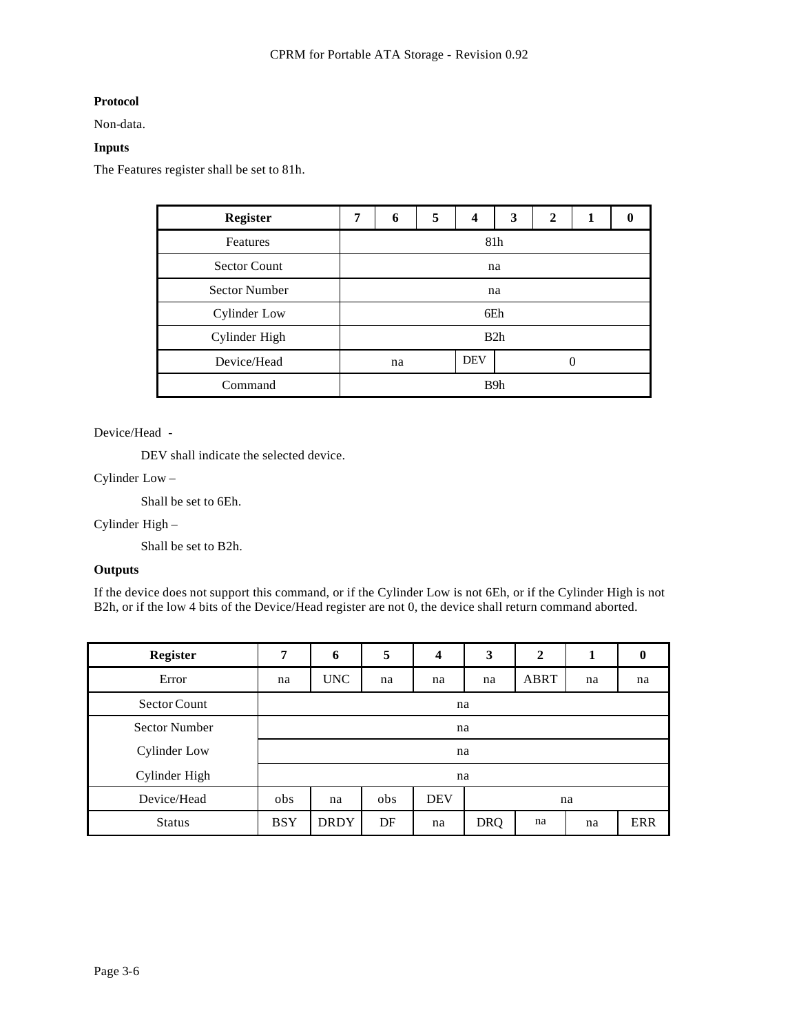**Protocol**

Non-data.

**Inputs**

The Features register shall be set to 81h.

| Register | 7 | 6 | 5 | 4 | 3 | 2 | 1 | 0 |
|---|---|---|---|---|---|---|---|---|
| Features | 81h | | | | | | | |
| Sector Count | na | | | | | | | |
| Sector Number | na | | | | | | | |
| Cylinder Low | 6Eh | | | | | | | |
| Cylinder High | B2h | | | | | | | |
| Device/Head | na | | | DEV | 0 | | | |
| Command | B9h | | | | | | | |

Device/Head -

DEV shall indicate the selected device.

Cylinder Low –

Shall be set to 6Eh.

Cylinder High –

Shall be set to B2h.

**Outputs**

If the device does not support this command, or if the Cylinder Low is not 6Eh, or if the Cylinder High is not B2h, or if the low 4 bits of the Device/Head register are not 0, the device shall return command aborted.

| Register | 7 | 6 | 5 | 4 | 3 | 2 | 1 | 0 |
|---|---|---|---|---|---|---|---|---|
| Error | na | UNC | na | na | na | ABRT | na | na |
| Sector Count | na | | | | | | | |
| Sector Number | na | | | | | | | |
| Cylinder Low | na | | | | | | | |
| Cylinder High | na | | | | | | | |
| Device/Head | obs | na | obs | DEV | na | | | |
| Status | BSY | DRDY | DF | na | DRQ | na | na | ERR |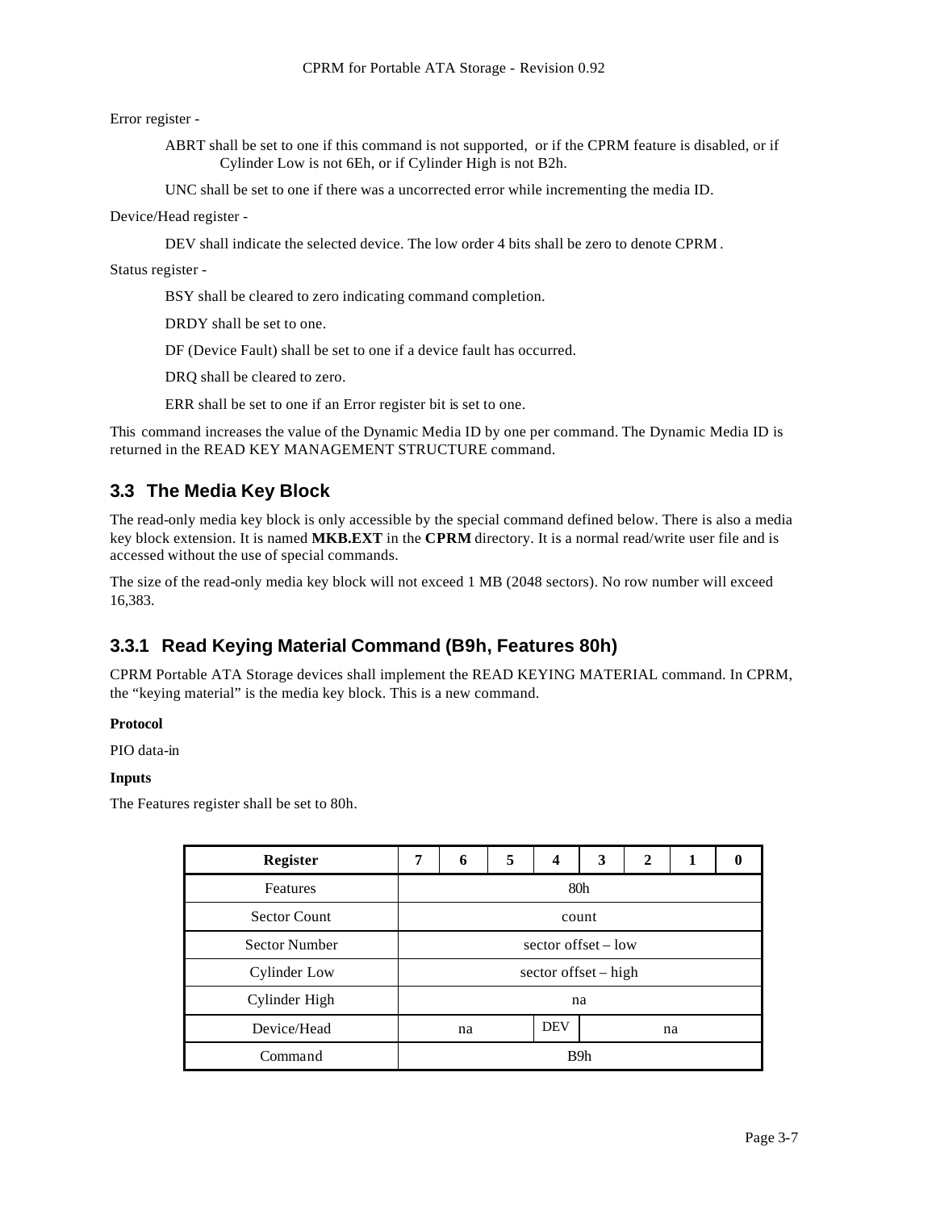Error register -

ABRT shall be set to one if this command is not supported, or if the CPRM feature is disabled, or if Cylinder Low is not 6Eh, or if Cylinder High is not B2h.

UNC shall be set to one if there was a uncorrected error while incrementing the media ID.

Device/Head register -

DEV shall indicate the selected device. The low order 4 bits shall be zero to denote CPRM.

Status register -

BSY shall be cleared to zero indicating command completion.

DRDY shall be set to one.

DF (Device Fault) shall be set to one if a device fault has occurred.

DRQ shall be cleared to zero.

ERR shall be set to one if an Error register bit is set to one.

This command increases the value of the Dynamic Media ID by one per command. The Dynamic Media ID is returned in the READ KEY MANAGEMENT STRUCTURE command.

## 3.3 The Media Key Block

The read-only media key block is only accessible by the special command defined below. There is also a media key block extension. It is named **MKB.EXT** in the **CPRM** directory. It is a normal read/write user file and is accessed without the use of special commands.

The size of the read-only media key block will not exceed 1 MB (2048 sectors). No row number will exceed 16,383.

### 3.3.1 Read Keying Material Command (B9h, Features 80h)

CPRM Portable ATA Storage devices shall implement the READ KEYING MATERIAL command. In CPRM, the “keying material” is the media key block. This is a new command.

**Protocol**

PIO data-in

**Inputs**

The Features register shall be set to 80h.

| Register | 7 | 6 | 5 | 4 | 3 | 2 | 1 | 0 |
|---|---|---|---|---|---|---|---|---|
| Features | 80h | | | | | | | |
| Sector Count | count | | | | | | | |
| Sector Number | sector offset – low | | | | | | | |
| Cylinder Low | sector offset – high | | | | | | | |
| Cylinder High | na | | | | | | | |
| Device/Head | na | | | DEV | na | | | |
| Command | B9h | | | | | | | |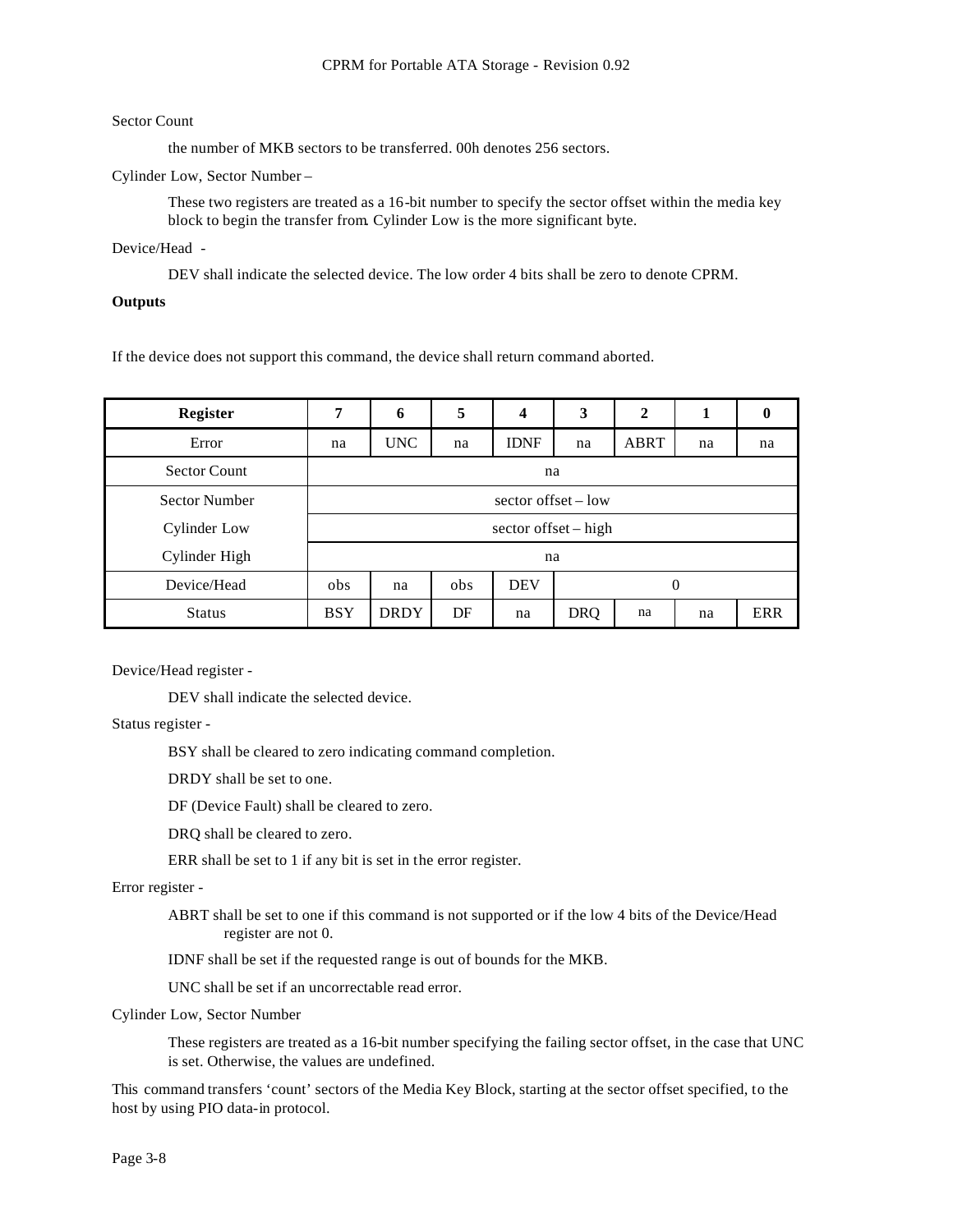Sector Count

the number of MKB sectors to be transferred. 00h denotes 256 sectors.

Cylinder Low, Sector Number –

These two registers are treated as a 16-bit number to specify the sector offset within the media key block to begin the transfer from. Cylinder Low is the more significant byte.

Device/Head -

DEV shall indicate the selected device. The low order 4 bits shall be zero to denote CPRM.

**Outputs**

If the device does not support this command, the device shall return command aborted.

| Register | 7 | 6 | 5 | 4 | 3 | 2 | 1 | 0 |
|---|---|---|---|---|---|---|---|---|
| Error | na | UNC | na | IDNF | na | ABRT | na | na |
| Sector Count | na | | | | | | | |
| Sector Number | sector offset – low | | | | | | | |
| Cylinder Low | sector offset – high | | | | | | | |
| Cylinder High | na | | | | | | | |
| Device/Head | obs | na | obs | DEV | 0 | | | |
| Status | BSY | DRDY | DF | na | DRQ | na | na | ERR |

Device/Head register -

DEV shall indicate the selected device.

Status register -

BSY shall be cleared to zero indicating command completion.

DRDY shall be set to one.

DF (Device Fault) shall be cleared to zero.

DRQ shall be cleared to zero.

ERR shall be set to 1 if any bit is set in the error register.

Error register -

ABRT shall be set to one if this command is not supported or if the low 4 bits of the Device/Head register are not 0.

IDNF shall be set if the requested range is out of bounds for the MKB.

UNC shall be set if an uncorrectable read error.

Cylinder Low, Sector Number

These registers are treated as a 16-bit number specifying the failing sector offset, in the case that UNC is set. Otherwise, the values are undefined.

This command transfers 'count' sectors of the Media Key Block, starting at the sector offset specified, to the host by using PIO data-in protocol.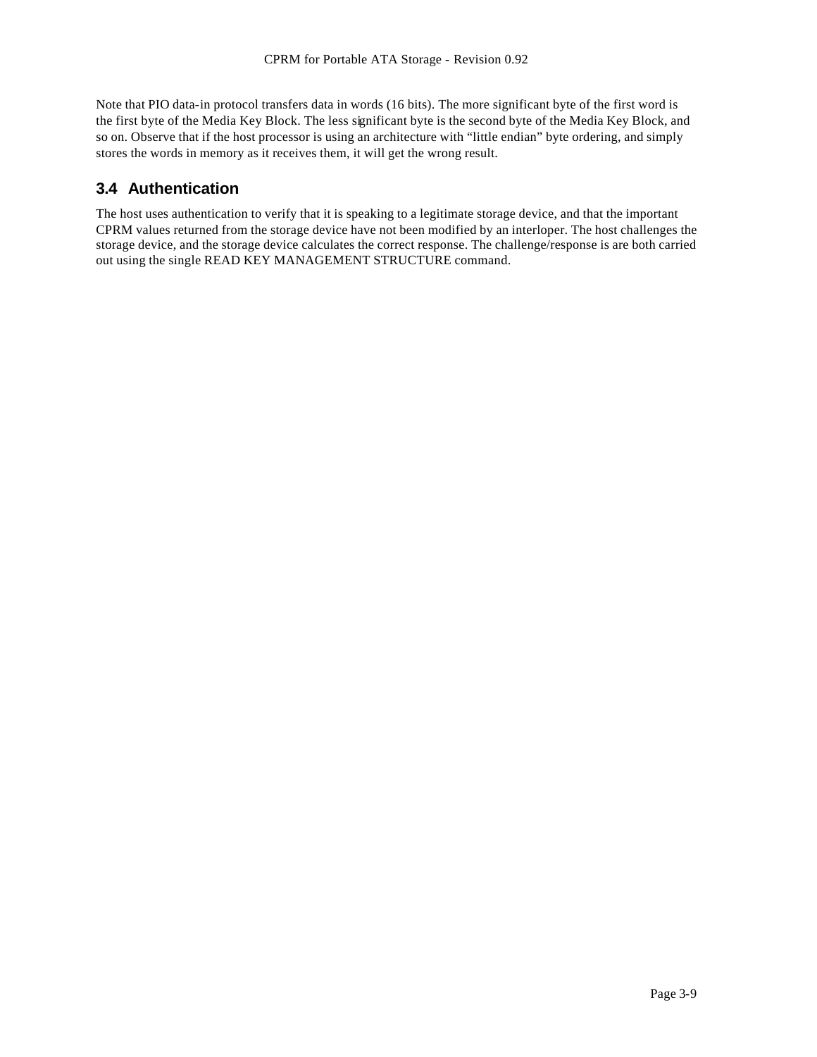Note that PIO data-in protocol transfers data in words (16 bits). The more significant byte of the first word is the first byte of the Media Key Block. The less significant byte is the second byte of the Media Key Block, and so on. Observe that if the host processor is using an architecture with “little endian” byte ordering, and simply stores the words in memory as it receives them, it will get the wrong result.

## 3.4 Authentication

The host uses authentication to verify that it is speaking to a legitimate storage device, and that the important CPRM values returned from the storage device have not been modified by an interloper. The host challenges the storage device, and the storage device calculates the correct response. The challenge/response is are both carried out using the single READ KEY MANAGEMENT STRUCTURE command.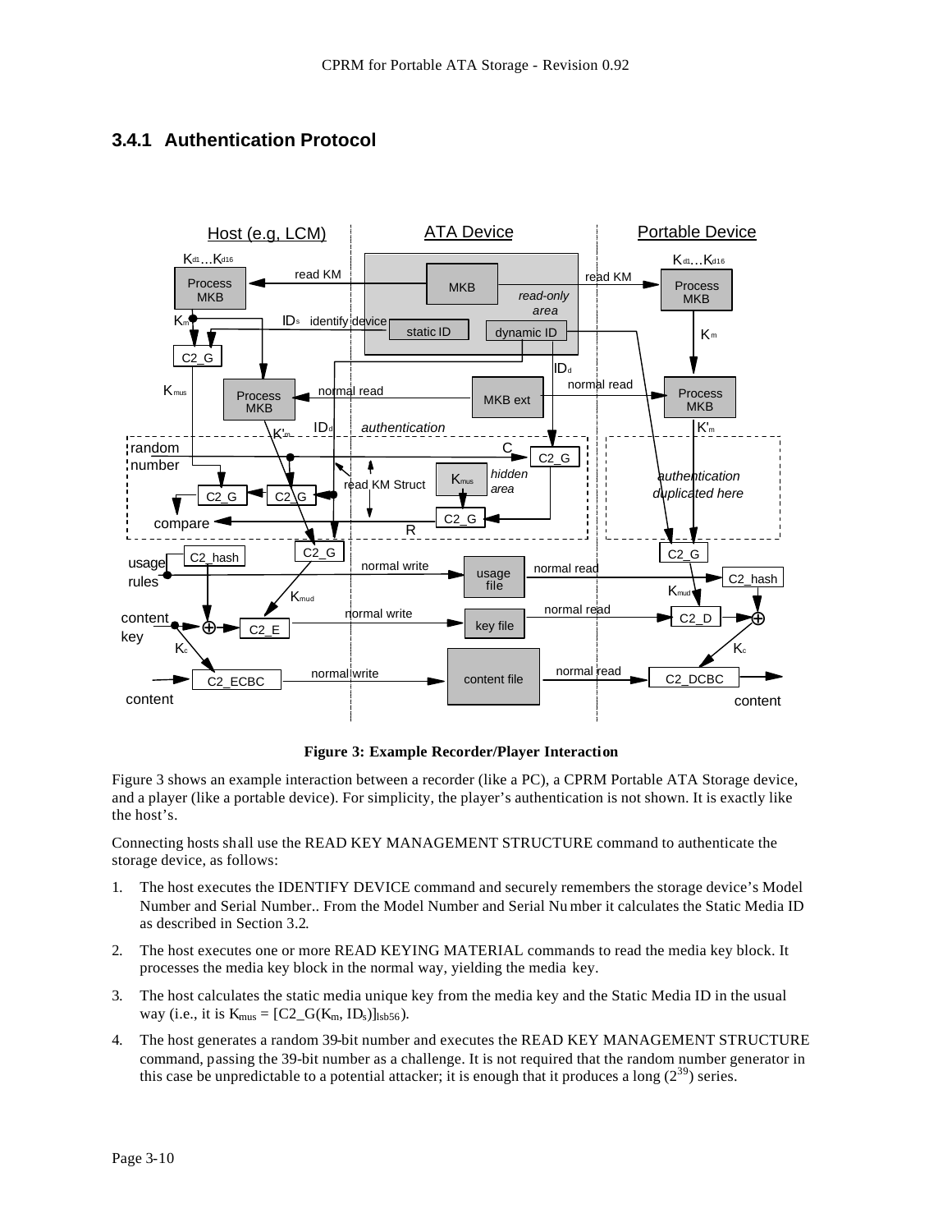### 3.4.1 Authentication Protocol

**Figure 3: Example Recorder/Player Interaction**

Figure 3 shows an example interaction between a recorder (like a PC), a CPRM Portable ATA Storage device, and a player (like a portable device). For simplicity, the player's authentication is not shown. It is exactly like the host's.

Connecting hosts shall use the READ KEY MANAGEMENT STRUCTURE command to authenticate the storage device, as follows:

1. The host executes the IDENTIFY DEVICE command and securely remembers the storage device's Model Number and Serial Number.. From the Model Number and Serial Number it calculates the Static Media ID as described in Section 3.2.
2. The host executes one or more READ KEYING MATERIAL commands to read the media key block. It processes the media key block in the normal way, yielding the media key.
3. The host calculates the static media unique key from the media key and the Static Media ID in the usual way (i.e., it is $K_{mus} = [C2\_G(K_m, ID_s)]_{lsb56}$).
4. The host generates a random 39-bit number and executes the READ KEY MANAGEMENT STRUCTURE command, passing the 39-bit number as a challenge. It is not required that the random number generator in this case be unpredictable to a potential attacker; it is enough that it produces a long ($2^{39}$) series.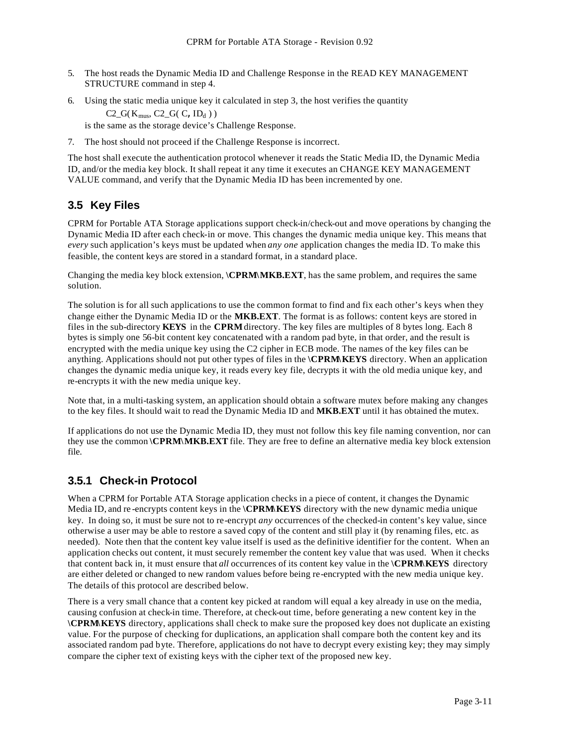5. The host reads the Dynamic Media ID and Challenge Response in the READ KEY MANAGEMENT STRUCTURE command in step 4.

6. Using the static media unique key it calculated in step 3, the host verifies the quantity

   $C2\_G( K_{mus}, C2\_G( C, ID_d ) )$

   is the same as the storage device's Challenge Response.

7. The host should not proceed if the Challenge Response is incorrect.

The host shall execute the authentication protocol whenever it reads the Static Media ID, the Dynamic Media ID, and/or the media key block. It shall repeat it any time it executes an CHANGE KEY MANAGEMENT VALUE command, and verify that the Dynamic Media ID has been incremented by one.

## 3.5 Key Files

CPRM for Portable ATA Storage applications support check-in/check-out and move operations by changing the Dynamic Media ID after each check-in or move. This changes the dynamic media unique key. This means that *every* such application's keys must be updated when *any one* application changes the media ID. To make this feasible, the content keys are stored in a standard format, in a standard place.

Changing the media key block extension, **\CPRM\MKB.EXT**, has the same problem, and requires the same solution.

The solution is for all such applications to use the common format to find and fix each other's keys when they change either the Dynamic Media ID or the **MKB.EXT**. The format is as follows: content keys are stored in files in the sub-directory **KEYS** in the **CPRM** directory. The key files are multiples of 8 bytes long. Each 8 bytes is simply one 56-bit content key concatenated with a random pad byte, in that order, and the result is encrypted with the media unique key using the C2 cipher in ECB mode. The names of the key files can be anything. Applications should not put other types of files in the **\CPRM\KEYS** directory. When an application changes the dynamic media unique key, it reads every key file, decrypts it with the old media unique key, and re-encrypts it with the new media unique key.

Note that, in a multi-tasking system, an application should obtain a software mutex before making any changes to the key files. It should wait to read the Dynamic Media ID and **MKB.EXT** until it has obtained the mutex.

If applications do not use the Dynamic Media ID, they must not follow this key file naming convention, nor can they use the common **\CPRM\MKB.EXT** file. They are free to define an alternative media key block extension file.

### 3.5.1 Check-in Protocol

When a CPRM for Portable ATA Storage application checks in a piece of content, it changes the Dynamic Media ID, and re-encrypts content keys in the **\CPRM\KEYS** directory with the new dynamic media unique key. In doing so, it must be sure not to re-encrypt *any* occurrences of the checked-in content's key value, since otherwise a user may be able to restore a saved copy of the content and still play it (by renaming files, etc. as needed). Note then that the content key value itself is used as the definitive identifier for the content. When an application checks out content, it must securely remember the content key value that was used. When it checks that content back in, it must ensure that *all* occurrences of its content key value in the **\CPRM\KEYS** directory are either deleted or changed to new random values before being re-encrypted with the new media unique key. The details of this protocol are described below.

There is a very small chance that a content key picked at random will equal a key already in use on the media, causing confusion at check-in time. Therefore, at check-out time, before generating a new content key in the **\CPRM\KEYS** directory, applications shall check to make sure the proposed key does not duplicate an existing value. For the purpose of checking for duplications, an application shall compare both the content key and its associated random pad byte. Therefore, applications do not have to decrypt every existing key; they may simply compare the cipher text of existing keys with the cipher text of the proposed new key.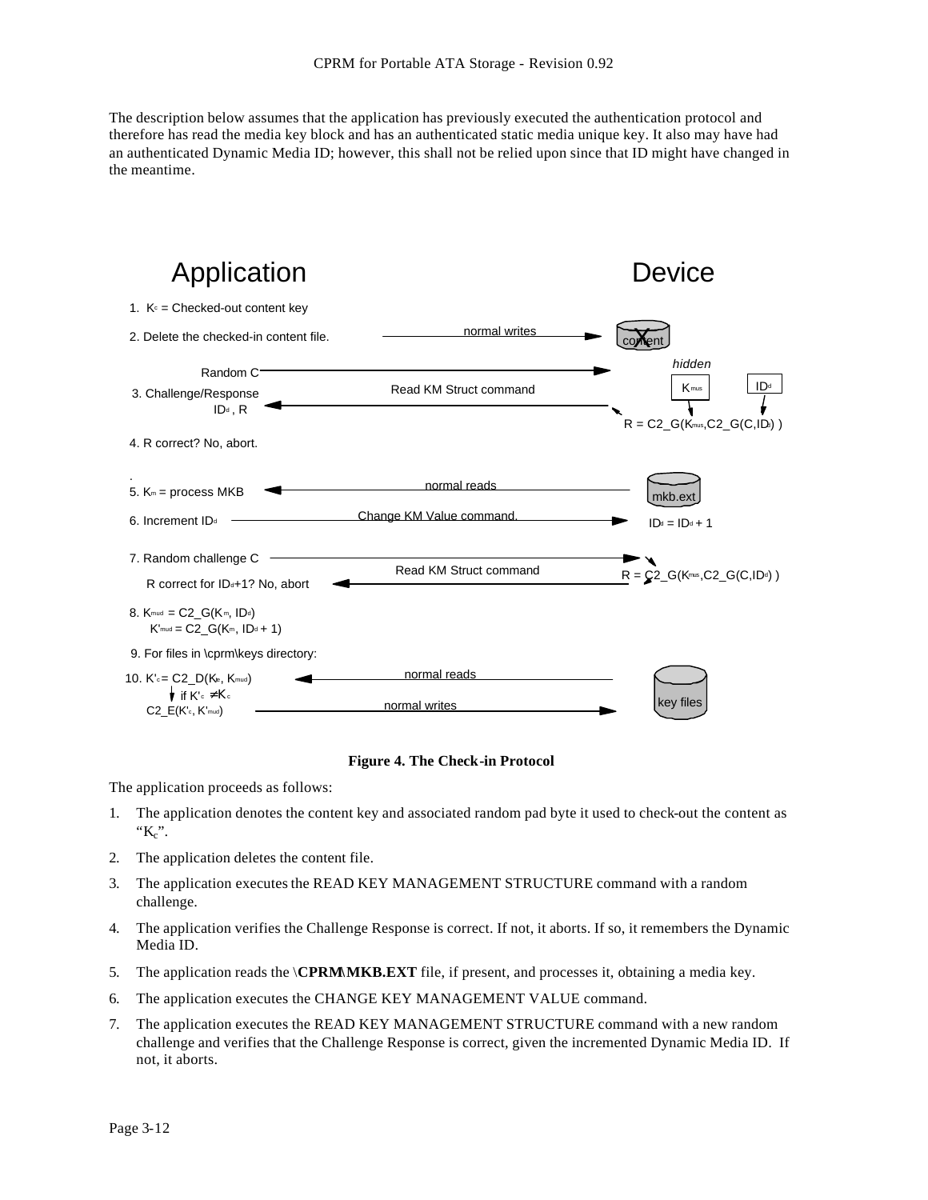The description below assumes that the application has previously executed the authentication protocol and therefore has read the media key block and has an authenticated static media unique key. It also may have had an authenticated Dynamic Media ID; however, this shall not be relied upon since that ID might have changed in the meantime.

**Application** | **Device**

1. $K_c$ = Checked-out content key
2. Delete the checked-in content file. — normal writes → content (X)
3. Challenge/Response: Random C → Read KM Struct command → Device (hidden: $K_{mus}$, $ID_d$); $R = C2\_G(K_{mus}, C2\_G(C, ID_d))$; $ID_d$, R ← Application
4. R correct? No, abort.
5. $K_m$ = process MKB ← normal reads ← mkb.ext
6. Increment $ID_d$ — Change KM Value command → $ID_d = ID_d + 1$
7. Random challenge C — Read KM Struct command → $R = C2\_G(K_{mus}, C2\_G(C, ID_d))$; R correct for $ID_d$+1? No, abort
8. $K_{mud} = C2\_G(K_m, ID_d)$; $K'_{mud} = C2\_G(K_m, ID_d + 1)$
9. For files in \cprm\keys directory:
10. $K'_c = C2\_D(K_e, K_{mud})$ ← normal reads ← key files; if $K'_c \neq K_c$: $C2\_E(K'_c, K'_{mud})$ — normal writes → key files

**Figure 4. The Check-in Protocol**

The application proceeds as follows:

1. The application denotes the content key and associated random pad byte it used to check-out the content as "$K_c$".
2. The application deletes the content file.
3. The application executes the READ KEY MANAGEMENT STRUCTURE command with a random challenge.
4. The application verifies the Challenge Response is correct. If not, it aborts. If so, it remembers the Dynamic Media ID.
5. The application reads the \**CPRM\MKB.EXT** file, if present, and processes it, obtaining a media key.
6. The application executes the CHANGE KEY MANAGEMENT VALUE command.
7. The application executes the READ KEY MANAGEMENT STRUCTURE command with a new random challenge and verifies that the Challenge Response is correct, given the incremented Dynamic Media ID. If not, it aborts.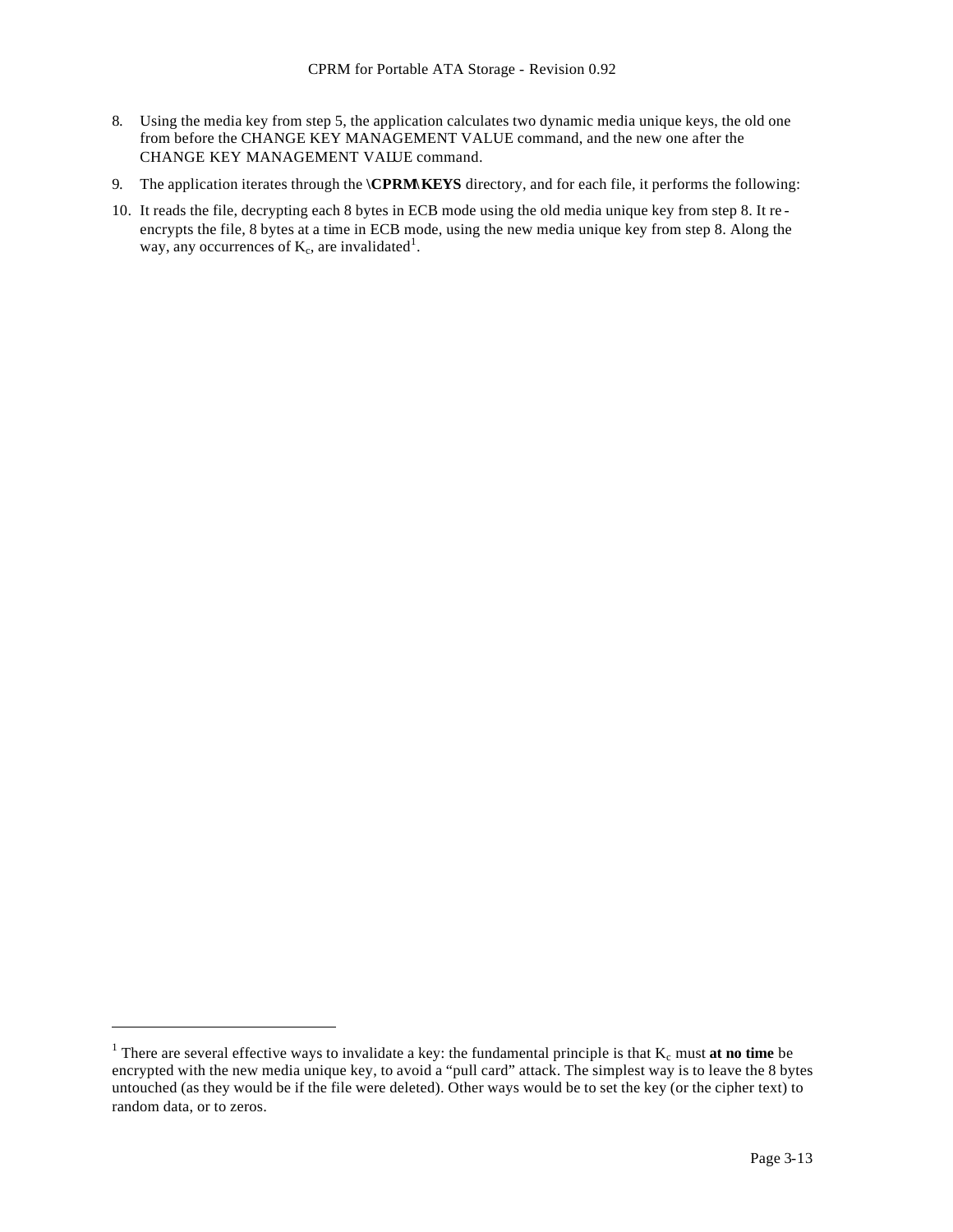8. Using the media key from step 5, the application calculates two dynamic media unique keys, the old one from before the CHANGE KEY MANAGEMENT VALUE command, and the new one after the CHANGE KEY MANAGEMENT VALUE command.

9. The application iterates through the **\CPRM\KEYS** directory, and for each file, it performs the following:

10. It reads the file, decrypting each 8 bytes in ECB mode using the old media unique key from step 8. It re-encrypts the file, 8 bytes at a time in ECB mode, using the new media unique key from step 8. Along the way, any occurrences of $K_c$, are invalidated[1].

---

[1] There are several effective ways to invalidate a key: the fundamental principle is that $K_c$ must **at no time** be encrypted with the new media unique key, to avoid a "pull card" attack. The simplest way is to leave the 8 bytes untouched (as they would be if the file were deleted). Other ways would be to set the key (or the cipher text) to random data, or to zeros.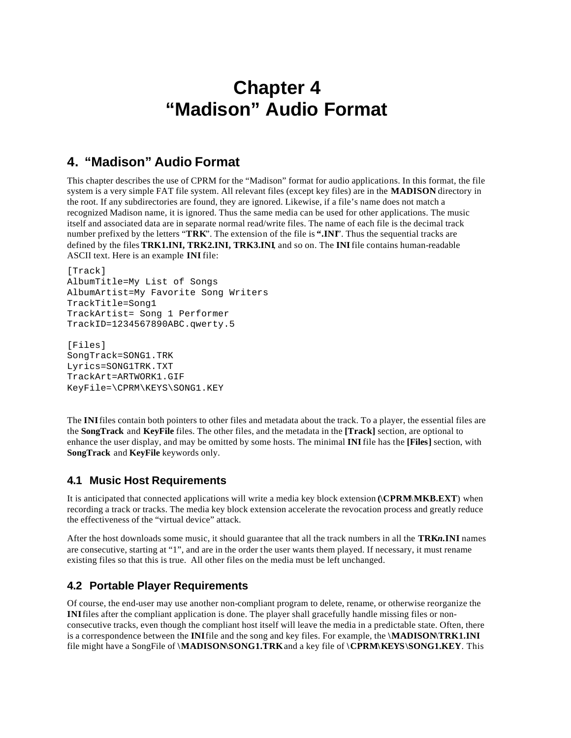# Chapter 4
# "Madison" Audio Format

## 4. "Madison" Audio Format

This chapter describes the use of CPRM for the "Madison" format for audio applications. In this format, the file system is a very simple FAT file system. All relevant files (except key files) are in the **MADISON** directory in the root. If any subdirectories are found, they are ignored. Likewise, if a file's name does not match a recognized Madison name, it is ignored. Thus the same media can be used for other applications. The music itself and associated data are in separate normal read/write files. The name of each file is the decimal track number prefixed by the letters "**TRK**". The extension of the file is "**.INI**". Thus the sequential tracks are defined by the files **TRK1.INI, TRK2.INI, TRK3.INI**, and so on. The **INI** file contains human-readable ASCII text. Here is an example **INI** file:

```
[Track]
AlbumTitle=My List of Songs
AlbumArtist=My Favorite Song Writers
TrackTitle=Song1
TrackArtist= Song 1 Performer
TrackID=1234567890ABC.qwerty.5

[Files]
SongTrack=SONG1.TRK
Lyrics=SONG1TRK.TXT
TrackArt=ARTWORK1.GIF
KeyFile=\CPRM\KEYS\SONG1.KEY
```

The **INI** files contain both pointers to other files and metadata about the track. To a player, the essential files are the **SongTrack** and **KeyFile** files. The other files, and the metadata in the **[Track]** section, are optional to enhance the user display, and may be omitted by some hosts. The minimal **INI** file has the **[Files]** section, with **SongTrack** and **KeyFile** keywords only.

### 4.1 Music Host Requirements

It is anticipated that connected applications will write a media key block extension (**\CPRM\MKB.EXT**) when recording a track or tracks. The media key block extension accelerate the revocation process and greatly reduce the effectiveness of the "virtual device" attack.

After the host downloads some music, it should guarantee that all the track numbers in all the **TRK*n*.INI** names are consecutive, starting at "1", and are in the order the user wants them played. If necessary, it must rename existing files so that this is true. All other files on the media must be left unchanged.

### 4.2 Portable Player Requirements

Of course, the end-user may use another non-compliant program to delete, rename, or otherwise reorganize the **INI** files after the compliant application is done. The player shall gracefully handle missing files or non-consecutive tracks, even though the compliant host itself will leave the media in a predictable state. Often, there is a correspondence between the **INI** file and the song and key files. For example, the **\MADISON\TRK1.INI** file might have a SongFile of **\MADISON\SONG1.TRK** and a key file of **\CPRM\KEYS\SONG1.KEY**. This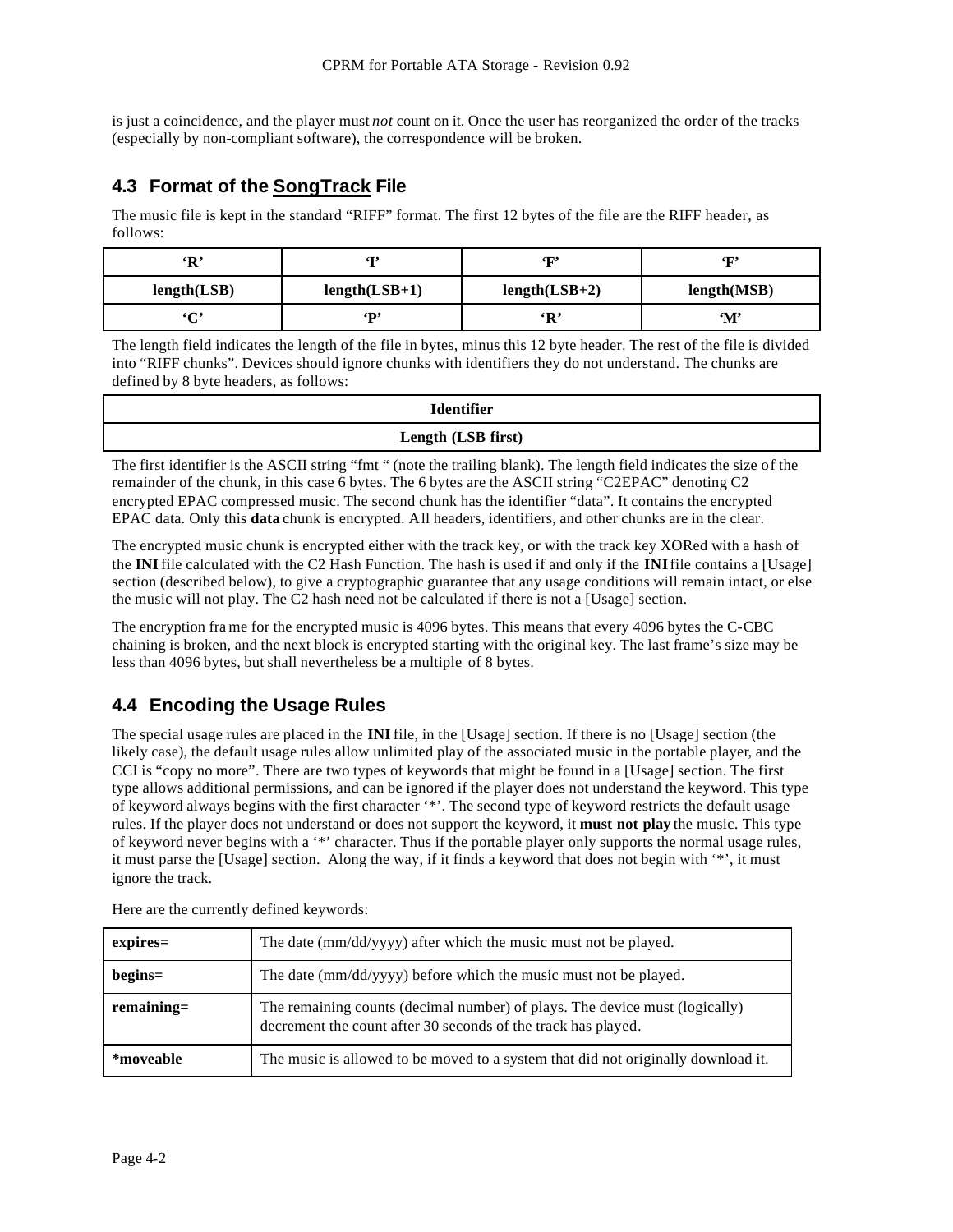is just a coincidence, and the player must *not* count on it. Once the user has reorganized the order of the tracks (especially by non-compliant software), the correspondence will be broken.

## 4.3 Format of the SongTrack File

The music file is kept in the standard "RIFF" format. The first 12 bytes of the file are the RIFF header, as follows:

| 'R' | 'I' | 'F' | 'F' |
|---|---|---|---|
| **length(LSB)** | **length(LSB+1)** | **length(LSB+2)** | **length(MSB)** |
| 'C' | 'P' | 'R' | 'M' |

The length field indicates the length of the file in bytes, minus this 12 byte header. The rest of the file is divided into "RIFF chunks". Devices should ignore chunks with identifiers they do not understand. The chunks are defined by 8 byte headers, as follows:

| Identifier |
|---|
| **Length (LSB first)** |

The first identifier is the ASCII string "fmt " (note the trailing blank). The length field indicates the size of the remainder of the chunk, in this case 6 bytes. The 6 bytes are the ASCII string "C2EPAC" denoting C2 encrypted EPAC compressed music. The second chunk has the identifier "data". It contains the encrypted EPAC data. Only this **data** chunk is encrypted. All headers, identifiers, and other chunks are in the clear.

The encrypted music chunk is encrypted either with the track key, or with the track key XORed with a hash of the **INI** file calculated with the C2 Hash Function. The hash is used if and only if the **INI** file contains a [Usage] section (described below), to give a cryptographic guarantee that any usage conditions will remain intact, or else the music will not play. The C2 hash need not be calculated if there is not a [Usage] section.

The encryption frame for the encrypted music is 4096 bytes. This means that every 4096 bytes the C-CBC chaining is broken, and the next block is encrypted starting with the original key. The last frame's size may be less than 4096 bytes, but shall nevertheless be a multiple of 8 bytes.

## 4.4 Encoding the Usage Rules

The special usage rules are placed in the **INI** file, in the [Usage] section. If there is no [Usage] section (the likely case), the default usage rules allow unlimited play of the associated music in the portable player, and the CCI is "copy no more". There are two types of keywords that might be found in a [Usage] section. The first type allows additional permissions, and can be ignored if the player does not understand the keyword. This type of keyword always begins with the first character '*'. The second type of keyword restricts the default usage rules. If the player does not understand or does not support the keyword, it **must not play** the music. This type of keyword never begins with a '*' character. Thus if the portable player only supports the normal usage rules, it must parse the [Usage] section. Along the way, if it finds a keyword that does not begin with '*', it must ignore the track.

Here are the currently defined keywords:

| Keyword | Description |
|---|---|
| **expires=** | The date (mm/dd/yyyy) after which the music must not be played. |
| **begins=** | The date (mm/dd/yyyy) before which the music must not be played. |
| **remaining=** | The remaining counts (decimal number) of plays. The device must (logically) decrement the count after 30 seconds of the track has played. |
| ***moveable** | The music is allowed to be moved to a system that did not originally download it. |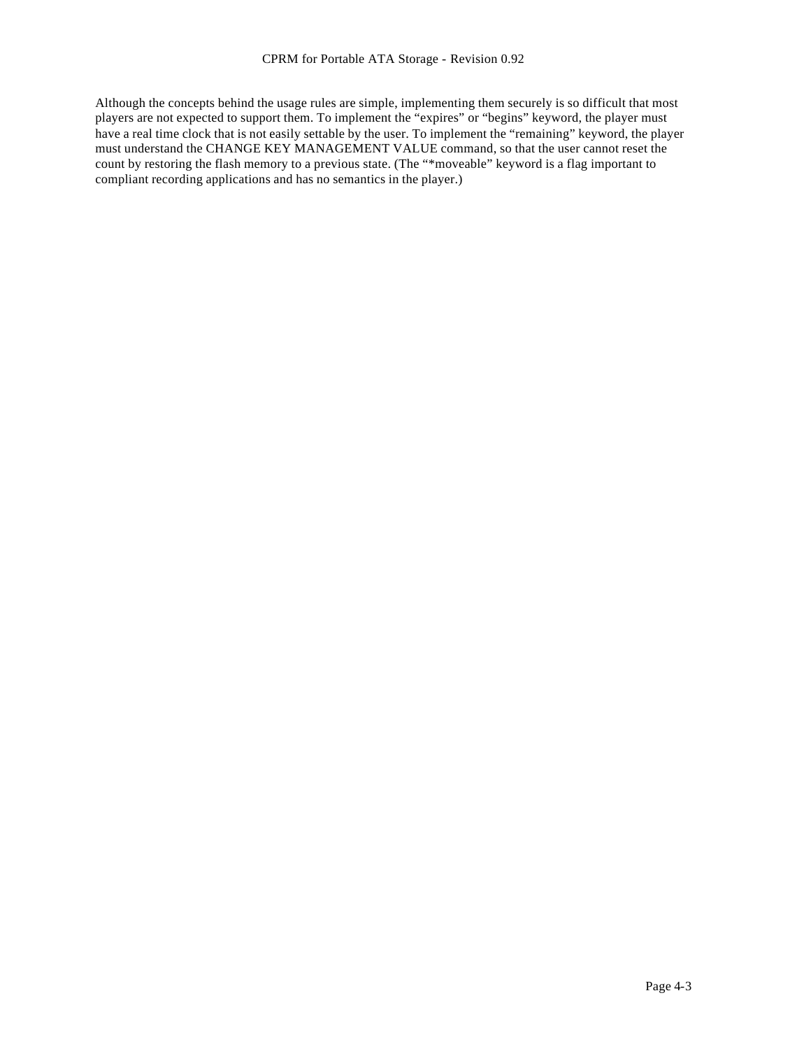Although the concepts behind the usage rules are simple, implementing them securely is so difficult that most players are not expected to support them. To implement the “expires” or “begins” keyword, the player must have a real time clock that is not easily settable by the user. To implement the “remaining” keyword, the player must understand the CHANGE KEY MANAGEMENT VALUE command, so that the user cannot reset the count by restoring the flash memory to a previous state. (The “*moveable” keyword is a flag important to compliant recording applications and has no semantics in the player.)